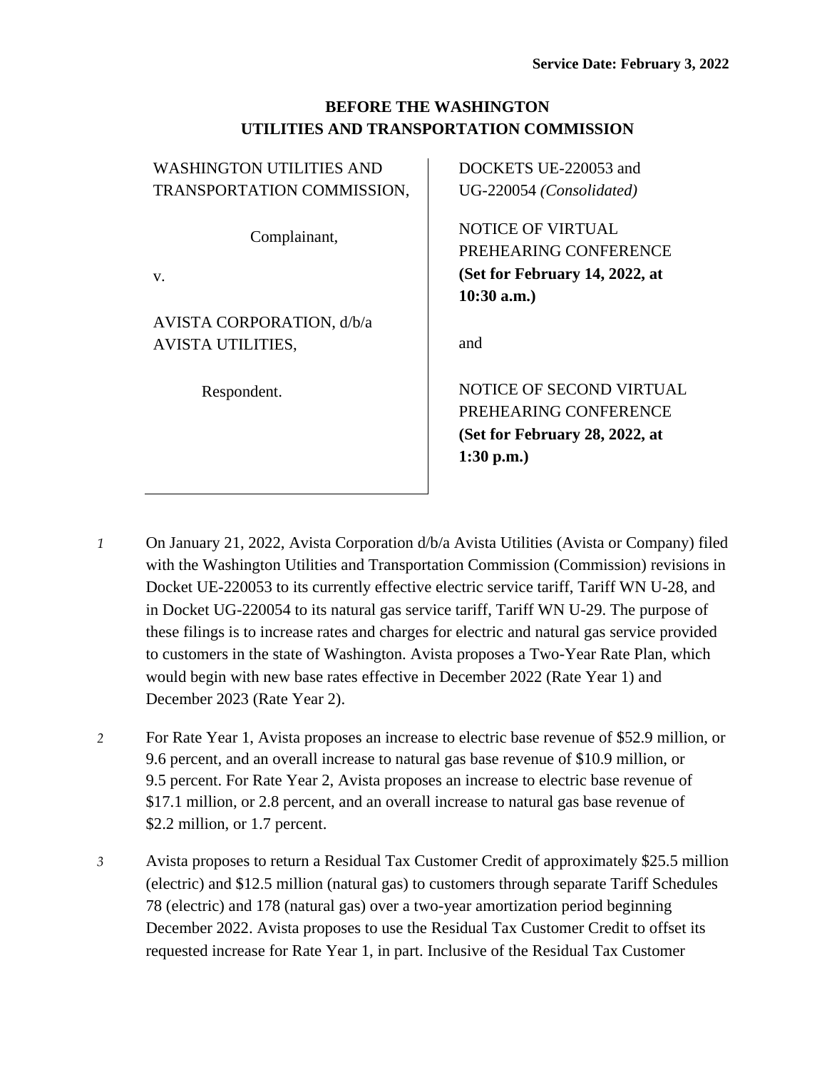**Service Date: February 3, 2022**

**BEFORE THE WASHINGTON UTILITIES AND TRANSPORTATION COMMISSION**

| | |
|---|---|
| WASHINGTON UTILITIES AND TRANSPORTATION COMMISSION,<br><br>Complainant,<br><br>v.<br><br>AVISTA CORPORATION, d/b/a AVISTA UTILITIES,<br><br>Respondent. | DOCKETS UE-220053 and UG-220054 *(Consolidated)*<br><br>NOTICE OF VIRTUAL PREHEARING CONFERENCE **(Set for February 14, 2022, at 10:30 a.m.)**<br><br>and<br><br>NOTICE OF SECOND VIRTUAL PREHEARING CONFERENCE **(Set for February 28, 2022, at 1:30 p.m.)** |

*1* On January 21, 2022, Avista Corporation d/b/a Avista Utilities (Avista or Company) filed with the Washington Utilities and Transportation Commission (Commission) revisions in Docket UE-220053 to its currently effective electric service tariff, Tariff WN U-28, and in Docket UG-220054 to its natural gas service tariff, Tariff WN U-29. The purpose of these filings is to increase rates and charges for electric and natural gas service provided to customers in the state of Washington. Avista proposes a Two-Year Rate Plan, which would begin with new base rates effective in December 2022 (Rate Year 1) and December 2023 (Rate Year 2).

*2* For Rate Year 1, Avista proposes an increase to electric base revenue of $52.9 million, or 9.6 percent, and an overall increase to natural gas base revenue of $10.9 million, or 9.5 percent. For Rate Year 2, Avista proposes an increase to electric base revenue of $17.1 million, or 2.8 percent, and an overall increase to natural gas base revenue of $2.2 million, or 1.7 percent.

*3* Avista proposes to return a Residual Tax Customer Credit of approximately $25.5 million (electric) and $12.5 million (natural gas) to customers through separate Tariff Schedules 78 (electric) and 178 (natural gas) over a two-year amortization period beginning December 2022. Avista proposes to use the Residual Tax Customer Credit to offset its requested increase for Rate Year 1, in part. Inclusive of the Residual Tax Customer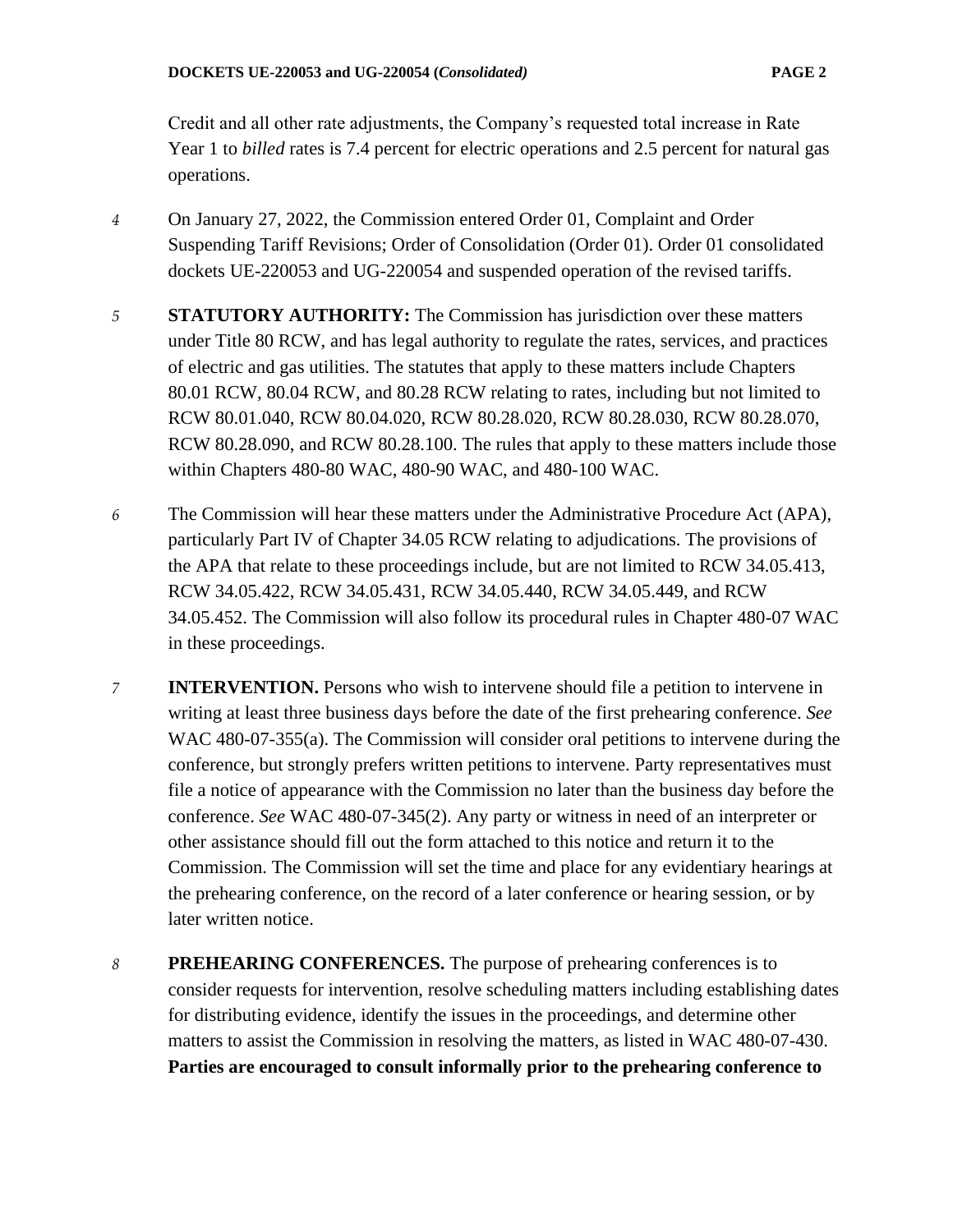Credit and all other rate adjustments, the Company's requested total increase in Rate Year 1 to *billed* rates is 7.4 percent for electric operations and 2.5 percent for natural gas operations.

4 On January 27, 2022, the Commission entered Order 01, Complaint and Order Suspending Tariff Revisions; Order of Consolidation (Order 01). Order 01 consolidated dockets UE-220053 and UG-220054 and suspended operation of the revised tariffs.

5 **STATUTORY AUTHORITY:** The Commission has jurisdiction over these matters under Title 80 RCW, and has legal authority to regulate the rates, services, and practices of electric and gas utilities. The statutes that apply to these matters include Chapters 80.01 RCW, 80.04 RCW, and 80.28 RCW relating to rates, including but not limited to RCW 80.01.040, RCW 80.04.020, RCW 80.28.020, RCW 80.28.030, RCW 80.28.070, RCW 80.28.090, and RCW 80.28.100. The rules that apply to these matters include those within Chapters 480-80 WAC, 480-90 WAC, and 480-100 WAC.

6 The Commission will hear these matters under the Administrative Procedure Act (APA), particularly Part IV of Chapter 34.05 RCW relating to adjudications. The provisions of the APA that relate to these proceedings include, but are not limited to RCW 34.05.413, RCW 34.05.422, RCW 34.05.431, RCW 34.05.440, RCW 34.05.449, and RCW 34.05.452. The Commission will also follow its procedural rules in Chapter 480-07 WAC in these proceedings.

7 **INTERVENTION.** Persons who wish to intervene should file a petition to intervene in writing at least three business days before the date of the first prehearing conference. *See* WAC 480-07-355(a). The Commission will consider oral petitions to intervene during the conference, but strongly prefers written petitions to intervene. Party representatives must file a notice of appearance with the Commission no later than the business day before the conference. *See* WAC 480-07-345(2). Any party or witness in need of an interpreter or other assistance should fill out the form attached to this notice and return it to the Commission. The Commission will set the time and place for any evidentiary hearings at the prehearing conference, on the record of a later conference or hearing session, or by later written notice.

8 **PREHEARING CONFERENCES.** The purpose of prehearing conferences is to consider requests for intervention, resolve scheduling matters including establishing dates for distributing evidence, identify the issues in the proceedings, and determine other matters to assist the Commission in resolving the matters, as listed in WAC 480-07-430. **Parties are encouraged to consult informally prior to the prehearing conference to**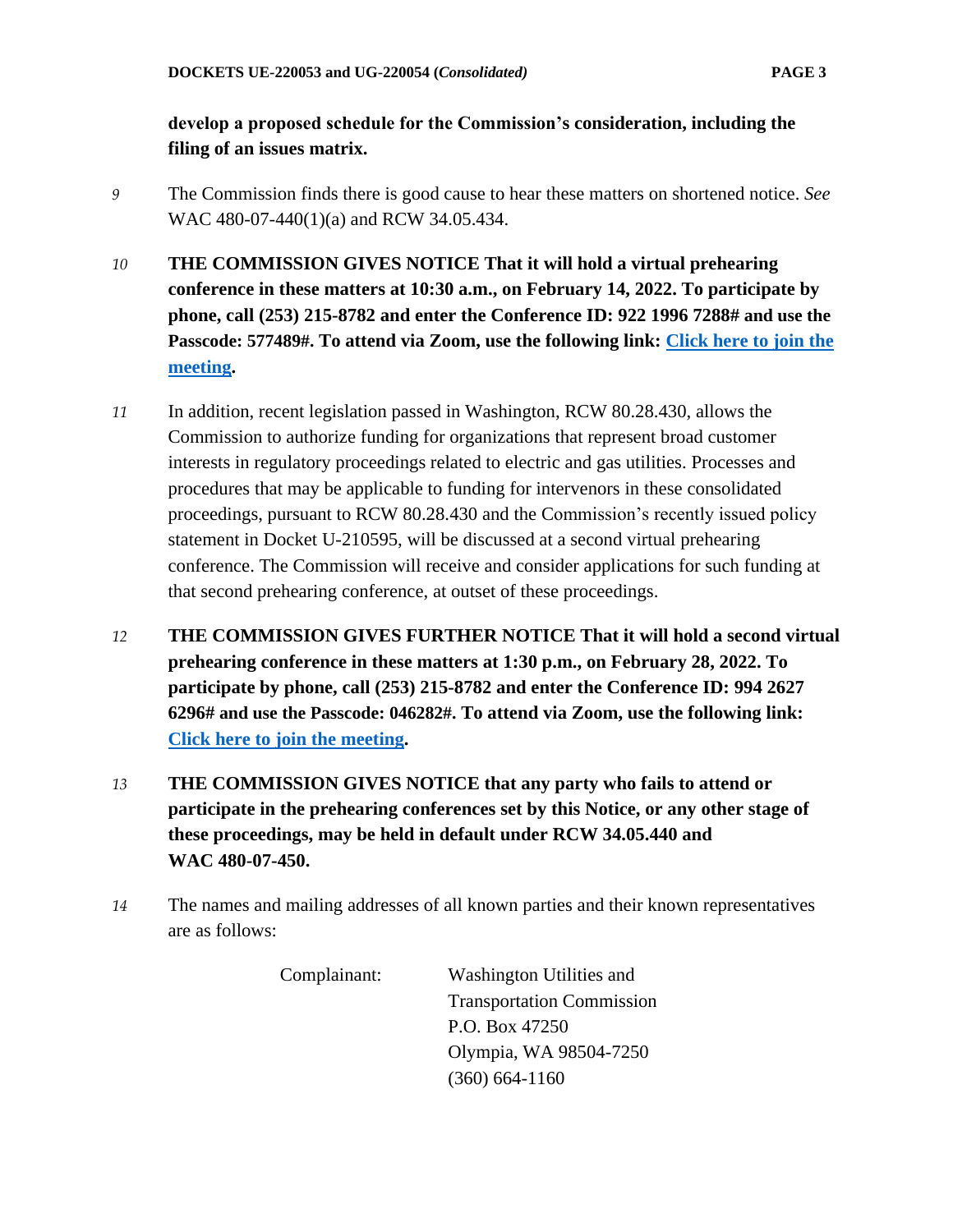**develop a proposed schedule for the Commission's consideration, including the filing of an issues matrix.**

*9* The Commission finds there is good cause to hear these matters on shortened notice. *See* WAC 480-07-440(1)(a) and RCW 34.05.434.

*10* **THE COMMISSION GIVES NOTICE That it will hold a virtual prehearing conference in these matters at 10:30 a.m., on February 14, 2022. To participate by phone, call (253) 215-8782 and enter the Conference ID: 922 1996 7288# and use the Passcode: 577489#. To attend via Zoom, use the following link: Click here to join the meeting.**

*11* In addition, recent legislation passed in Washington, RCW 80.28.430, allows the Commission to authorize funding for organizations that represent broad customer interests in regulatory proceedings related to electric and gas utilities. Processes and procedures that may be applicable to funding for intervenors in these consolidated proceedings, pursuant to RCW 80.28.430 and the Commission's recently issued policy statement in Docket U-210595, will be discussed at a second virtual prehearing conference. The Commission will receive and consider applications for such funding at that second prehearing conference, at outset of these proceedings.

*12* **THE COMMISSION GIVES FURTHER NOTICE That it will hold a second virtual prehearing conference in these matters at 1:30 p.m., on February 28, 2022. To participate by phone, call (253) 215-8782 and enter the Conference ID: 994 2627 6296# and use the Passcode: 046282#. To attend via Zoom, use the following link: Click here to join the meeting.**

*13* **THE COMMISSION GIVES NOTICE that any party who fails to attend or participate in the prehearing conferences set by this Notice, or any other stage of these proceedings, may be held in default under RCW 34.05.440 and WAC 480-07-450.**

*14* The names and mailing addresses of all known parties and their known representatives are as follows:

Complainant:

Washington Utilities and Transportation Commission
P.O. Box 47250
Olympia, WA 98504-7250
(360) 664-1160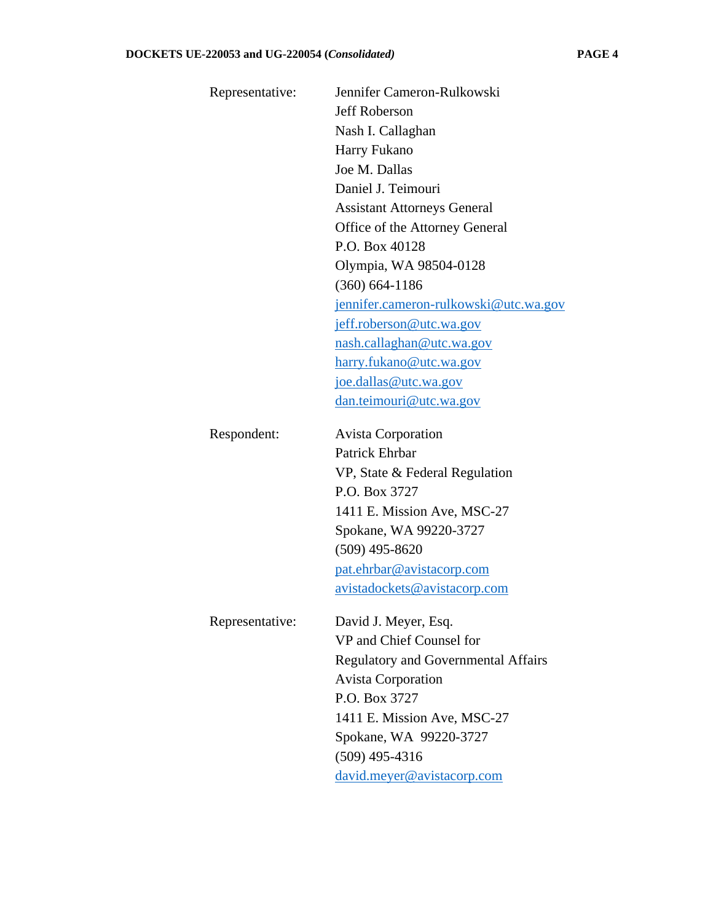| | |
|---|---|
| Representative: | Jennifer Cameron-Rulkowski<br>Jeff Roberson<br>Nash I. Callaghan<br>Harry Fukano<br>Joe M. Dallas<br>Daniel J. Teimouri<br>Assistant Attorneys General<br>Office of the Attorney General<br>P.O. Box 40128<br>Olympia, WA 98504-0128<br>(360) 664-1186<br>jennifer.cameron-rulkowski@utc.wa.gov<br>jeff.roberson@utc.wa.gov<br>nash.callaghan@utc.wa.gov<br>harry.fukano@utc.wa.gov<br>joe.dallas@utc.wa.gov<br>dan.teimouri@utc.wa.gov |
| Respondent: | Avista Corporation<br>Patrick Ehrbar<br>VP, State & Federal Regulation<br>P.O. Box 3727<br>1411 E. Mission Ave, MSC-27<br>Spokane, WA 99220-3727<br>(509) 495-8620<br>pat.ehrbar@avistacorp.com<br>avistadockets@avistacorp.com |
| Representative: | David J. Meyer, Esq.<br>VP and Chief Counsel for<br>Regulatory and Governmental Affairs<br>Avista Corporation<br>P.O. Box 3727<br>1411 E. Mission Ave, MSC-27<br>Spokane, WA 99220-3727<br>(509) 495-4316<br>david.meyer@avistacorp.com |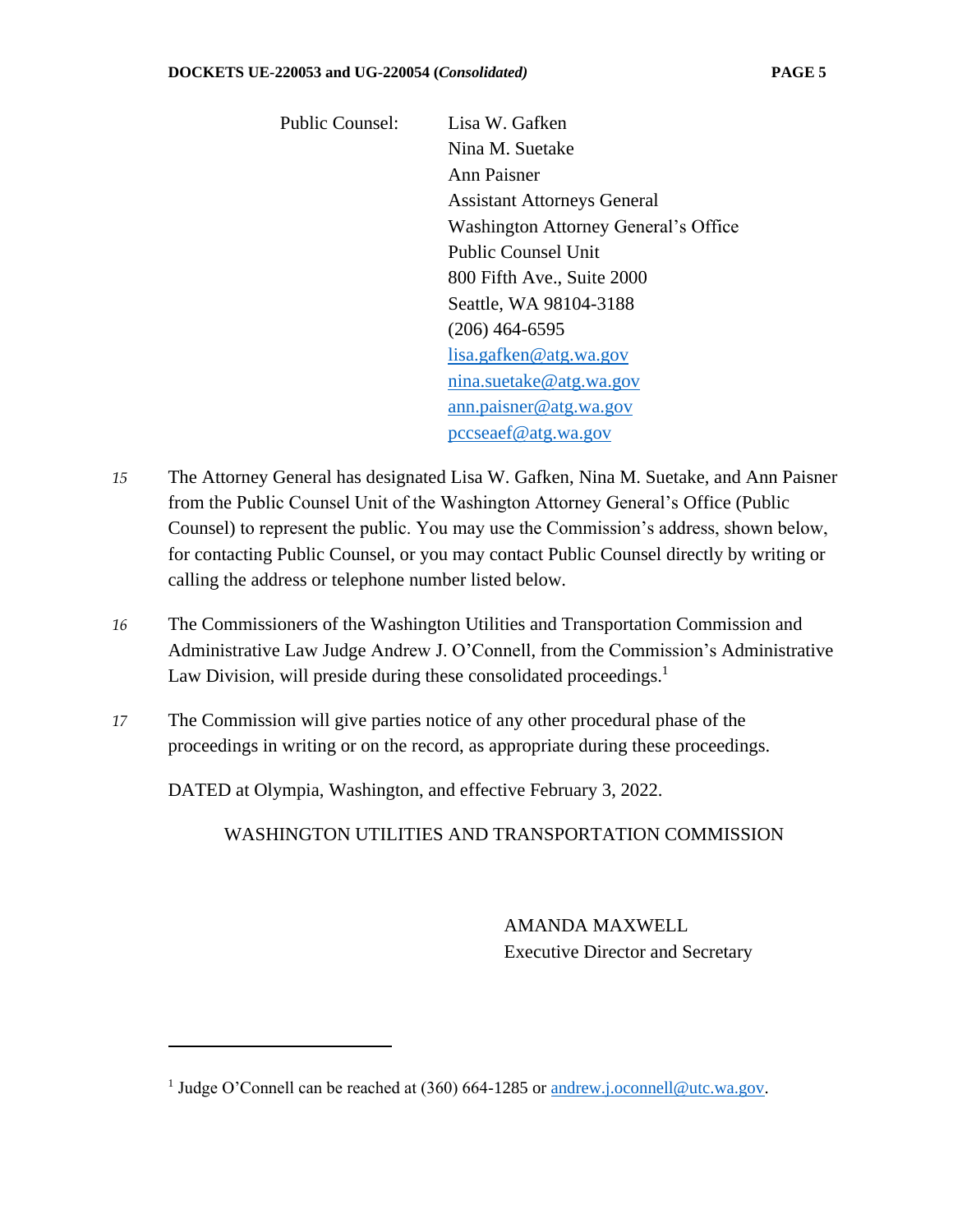Public Counsel: Lisa W. Gafken
Nina M. Suetake
Ann Paisner
Assistant Attorneys General
Washington Attorney General's Office
Public Counsel Unit
800 Fifth Ave., Suite 2000
Seattle, WA 98104-3188
(206) 464-6595
lisa.gafken@atg.wa.gov
nina.suetake@atg.wa.gov
ann.paisner@atg.wa.gov
pccseaef@atg.wa.gov

*15* The Attorney General has designated Lisa W. Gafken, Nina M. Suetake, and Ann Paisner from the Public Counsel Unit of the Washington Attorney General's Office (Public Counsel) to represent the public. You may use the Commission's address, shown below, for contacting Public Counsel, or you may contact Public Counsel directly by writing or calling the address or telephone number listed below.

*16* The Commissioners of the Washington Utilities and Transportation Commission and Administrative Law Judge Andrew J. O'Connell, from the Commission's Administrative Law Division, will preside during these consolidated proceedings.[1]

*17* The Commission will give parties notice of any other procedural phase of the proceedings in writing or on the record, as appropriate during these proceedings.

DATED at Olympia, Washington, and effective February 3, 2022.

WASHINGTON UTILITIES AND TRANSPORTATION COMMISSION

AMANDA MAXWELL
Executive Director and Secretary

---

[1] Judge O'Connell can be reached at (360) 664-1285 or andrew.j.oconnell@utc.wa.gov.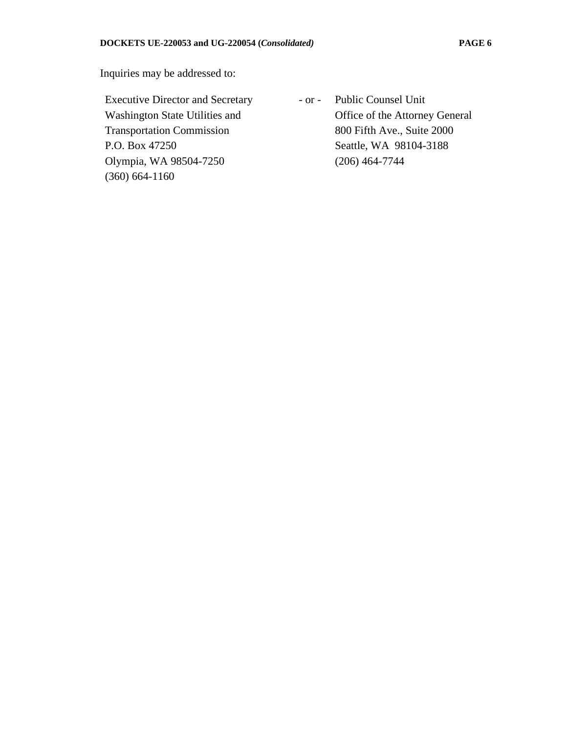Inquiries may be addressed to:

| Executive Director and Secretary | - or - | Public Counsel Unit |
| --- | --- | --- |
| Washington State Utilities and | | Office of the Attorney General |
| Transportation Commission | | 800 Fifth Ave., Suite 2000 |
| P.O. Box 47250 | | Seattle, WA 98104-3188 |
| Olympia, WA 98504-7250 | | (206) 464-7744 |
| (360) 664-1160 | | |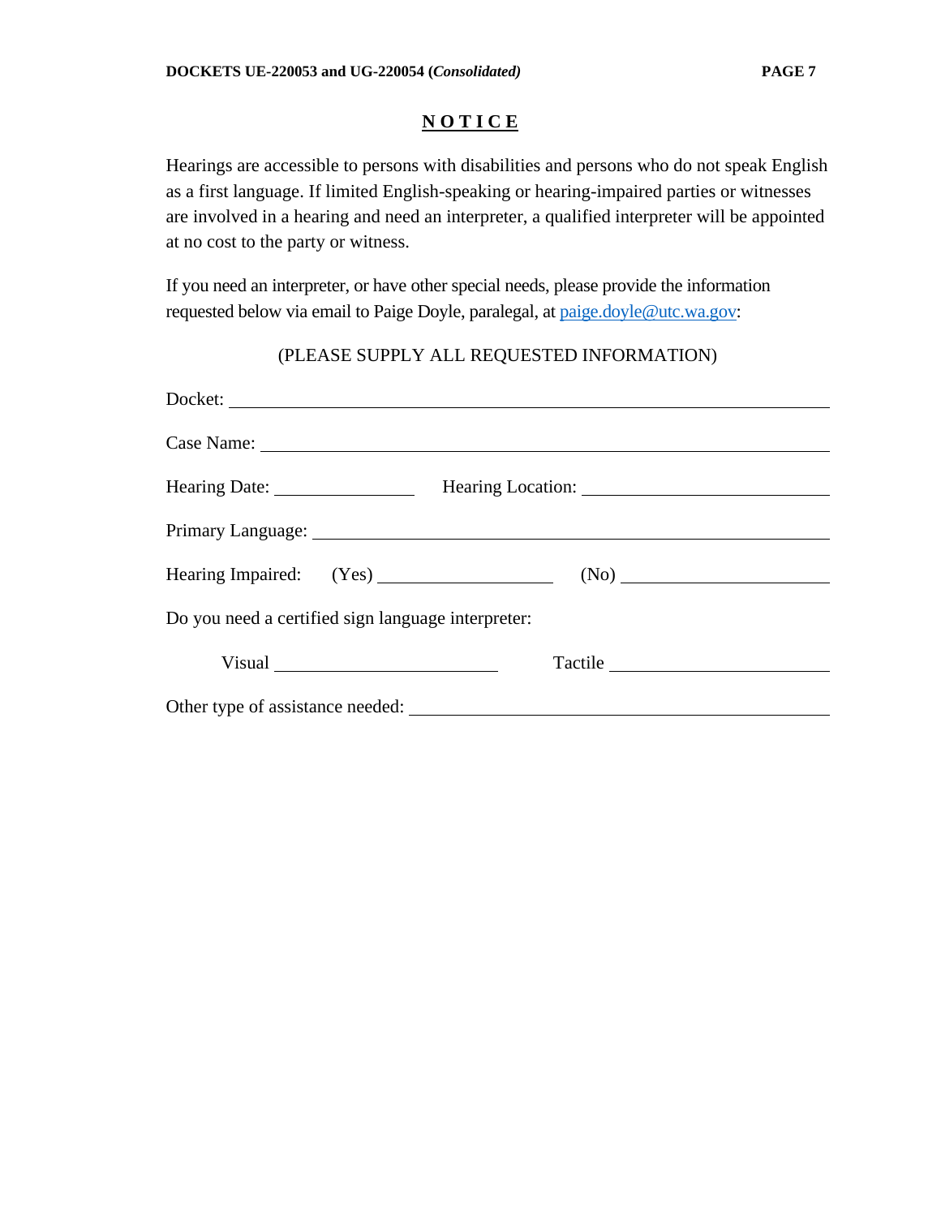## NOTICE

Hearings are accessible to persons with disabilities and persons who do not speak English as a first language. If limited English-speaking or hearing-impaired parties or witnesses are involved in a hearing and need an interpreter, a qualified interpreter will be appointed at no cost to the party or witness.

If you need an interpreter, or have other special needs, please provide the information requested below via email to Paige Doyle, paralegal, at paige.doyle@utc.wa.gov:

(PLEASE SUPPLY ALL REQUESTED INFORMATION)

Docket: ____________________

Case Name: ____________________

Hearing Date: ____________ Hearing Location: ____________________

Primary Language: ____________________

Hearing Impaired: (Yes) ____________ (No) ____________

Do you need a certified sign language interpreter:

Visual ____________ Tactile ____________

Other type of assistance needed: ____________________